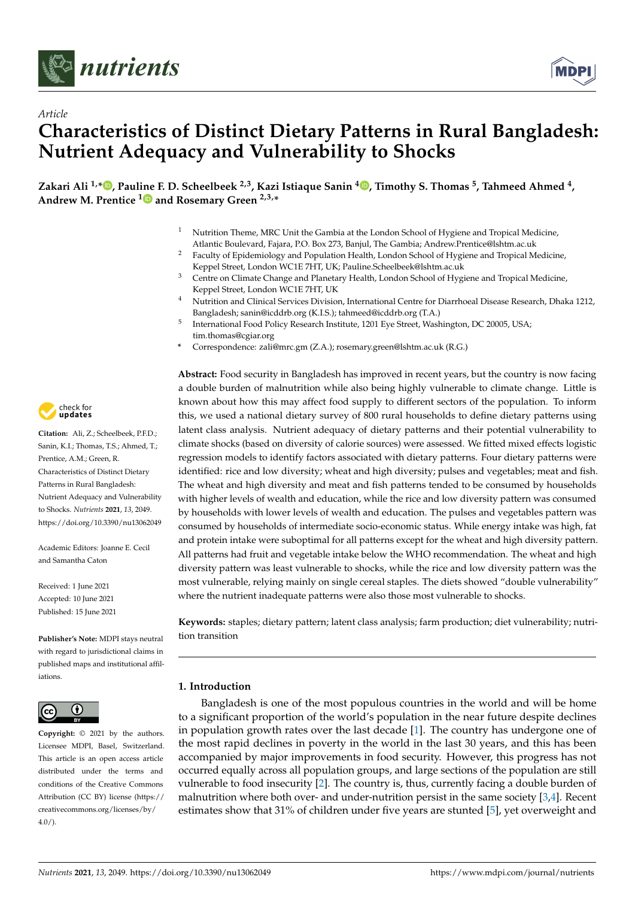*Article*

# Characteristics of Distinct Dietary Patterns in Rural Bangladesh: Nutrient Adequacy and Vulnerability to Shocks

**Zakari Ali [1,*], Pauline F. D. Scheelbeek [2,3], Kazi Istiaque Sanin [4], Timothy S. Thomas [5], Tahmeed Ahmed [4], Andrew M. Prentice [1] and Rosemary Green [2,3,*]**

[1] Nutrition Theme, MRC Unit the Gambia at the London School of Hygiene and Tropical Medicine, Atlantic Boulevard, Fajara, P.O. Box 273, Banjul, The Gambia; Andrew.Prentice@lshtm.ac.uk

[2] Faculty of Epidemiology and Population Health, London School of Hygiene and Tropical Medicine, Keppel Street, London WC1E 7HT, UK; Pauline.Scheelbeek@lshtm.ac.uk

[3] Centre on Climate Change and Planetary Health, London School of Hygiene and Tropical Medicine, Keppel Street, London WC1E 7HT, UK

[4] Nutrition and Clinical Services Division, International Centre for Diarrhoeal Disease Research, Dhaka 1212, Bangladesh; sanin@icddrb.org (K.I.S.); tahmeed@icddrb.org (T.A.)

[5] International Food Policy Research Institute, 1201 Eye Street, Washington, DC 20005, USA; tim.thomas@cgiar.org

\* Correspondence: zali@mrc.gm (Z.A.); rosemary.green@lshtm.ac.uk (R.G.)

**Abstract:** Food security in Bangladesh has improved in recent years, but the country is now facing a double burden of malnutrition while also being highly vulnerable to climate change. Little is known about how this may affect food supply to different sectors of the population. To inform this, we used a national dietary survey of 800 rural households to define dietary patterns using latent class analysis. Nutrient adequacy of dietary patterns and their potential vulnerability to climate shocks (based on diversity of calorie sources) were assessed. We fitted mixed effects logistic regression models to identify factors associated with dietary patterns. Four dietary patterns were identified: rice and low diversity; wheat and high diversity; pulses and vegetables; meat and fish. The wheat and high diversity and meat and fish patterns tended to be consumed by households with higher levels of wealth and education, while the rice and low diversity pattern was consumed by households with lower levels of wealth and education. The pulses and vegetables pattern was consumed by households of intermediate socio-economic status. While energy intake was high, fat and protein intake were suboptimal for all patterns except for the wheat and high diversity pattern. All patterns had fruit and vegetable intake below the WHO recommendation. The wheat and high diversity pattern was least vulnerable to shocks, while the rice and low diversity pattern was the most vulnerable, relying mainly on single cereal staples. The diets showed "double vulnerability" where the nutrient inadequate patterns were also those most vulnerable to shocks.

**Keywords:** staples; dietary pattern; latent class analysis; farm production; diet vulnerability; nutrition transition

**Citation:** Ali, Z.; Scheelbeek, P.F.D.; Sanin, K.I.; Thomas, T.S.; Ahmed, T.; Prentice, A.M.; Green, R. Characteristics of Distinct Dietary Patterns in Rural Bangladesh: Nutrient Adequacy and Vulnerability to Shocks. *Nutrients* **2021**, *13*, 2049. https://doi.org/10.3390/nu13062049

Academic Editors: Joanne E. Cecil and Samantha Caton

Received: 1 June 2021
Accepted: 10 June 2021
Published: 15 June 2021

**Publisher's Note:** MDPI stays neutral with regard to jurisdictional claims in published maps and institutional affiliations.

**Copyright:** © 2021 by the authors. Licensee MDPI, Basel, Switzerland. This article is an open access article distributed under the terms and conditions of the Creative Commons Attribution (CC BY) license (https://creativecommons.org/licenses/by/4.0/).

## 1. Introduction

Bangladesh is one of the most populous countries in the world and will be home to a significant proportion of the world's population in the near future despite declines in population growth rates over the last decade [1]. The country has undergone one of the most rapid declines in poverty in the world in the last 30 years, and this has been accompanied by major improvements in food security. However, this progress has not occurred equally across all population groups, and large sections of the population are still vulnerable to food insecurity [2]. The country is, thus, currently facing a double burden of malnutrition where both over- and under-nutrition persist in the same society [3,4]. Recent estimates show that 31% of children under five years are stunted [5], yet overweight and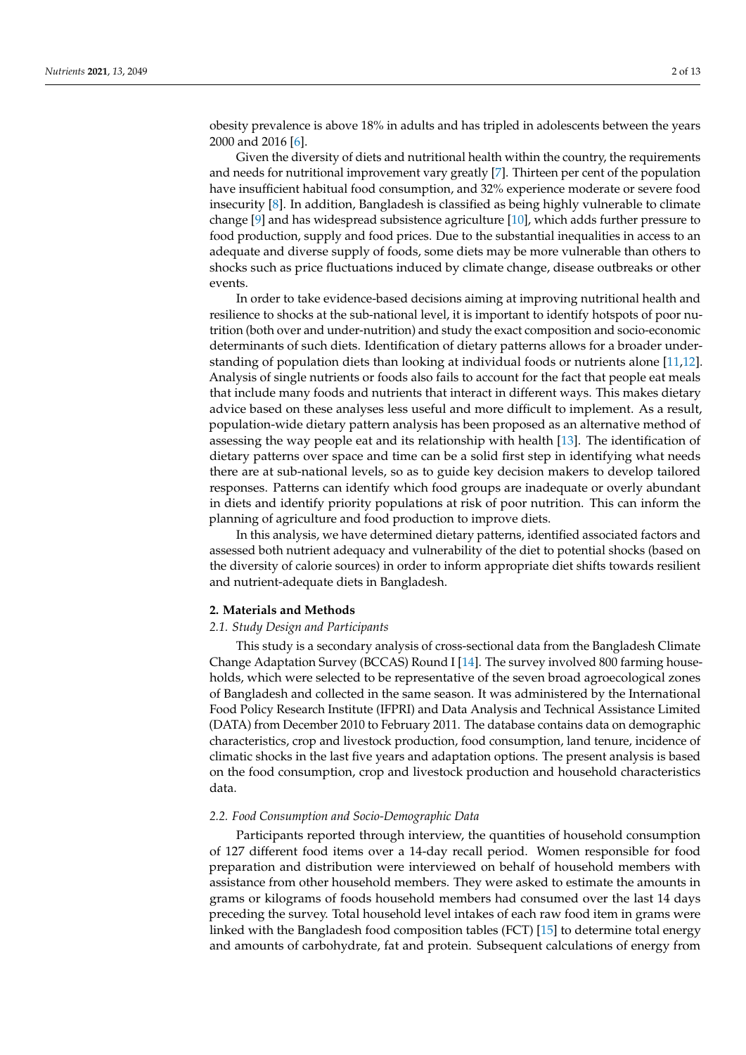obesity prevalence is above 18% in adults and has tripled in adolescents between the years 2000 and 2016 [6].

Given the diversity of diets and nutritional health within the country, the requirements and needs for nutritional improvement vary greatly [7]. Thirteen per cent of the population have insufficient habitual food consumption, and 32% experience moderate or severe food insecurity [8]. In addition, Bangladesh is classified as being highly vulnerable to climate change [9] and has widespread subsistence agriculture [10], which adds further pressure to food production, supply and food prices. Due to the substantial inequalities in access to an adequate and diverse supply of foods, some diets may be more vulnerable than others to shocks such as price fluctuations induced by climate change, disease outbreaks or other events.

In order to take evidence-based decisions aiming at improving nutritional health and resilience to shocks at the sub-national level, it is important to identify hotspots of poor nutrition (both over and under-nutrition) and study the exact composition and socio-economic determinants of such diets. Identification of dietary patterns allows for a broader understanding of population diets than looking at individual foods or nutrients alone [11,12]. Analysis of single nutrients or foods also fails to account for the fact that people eat meals that include many foods and nutrients that interact in different ways. This makes dietary advice based on these analyses less useful and more difficult to implement. As a result, population-wide dietary pattern analysis has been proposed as an alternative method of assessing the way people eat and its relationship with health [13]. The identification of dietary patterns over space and time can be a solid first step in identifying what needs there are at sub-national levels, so as to guide key decision makers to develop tailored responses. Patterns can identify which food groups are inadequate or overly abundant in diets and identify priority populations at risk of poor nutrition. This can inform the planning of agriculture and food production to improve diets.

In this analysis, we have determined dietary patterns, identified associated factors and assessed both nutrient adequacy and vulnerability of the diet to potential shocks (based on the diversity of calorie sources) in order to inform appropriate diet shifts towards resilient and nutrient-adequate diets in Bangladesh.

## 2. Materials and Methods

### *2.1. Study Design and Participants*

This study is a secondary analysis of cross-sectional data from the Bangladesh Climate Change Adaptation Survey (BCCAS) Round I [14]. The survey involved 800 farming households, which were selected to be representative of the seven broad agroecological zones of Bangladesh and collected in the same season. It was administered by the International Food Policy Research Institute (IFPRI) and Data Analysis and Technical Assistance Limited (DATA) from December 2010 to February 2011. The database contains data on demographic characteristics, crop and livestock production, food consumption, land tenure, incidence of climatic shocks in the last five years and adaptation options. The present analysis is based on the food consumption, crop and livestock production and household characteristics data.

### *2.2. Food Consumption and Socio-Demographic Data*

Participants reported through interview, the quantities of household consumption of 127 different food items over a 14-day recall period. Women responsible for food preparation and distribution were interviewed on behalf of household members with assistance from other household members. They were asked to estimate the amounts in grams or kilograms of foods household members had consumed over the last 14 days preceding the survey. Total household level intakes of each raw food item in grams were linked with the Bangladesh food composition tables (FCT) [15] to determine total energy and amounts of carbohydrate, fat and protein. Subsequent calculations of energy from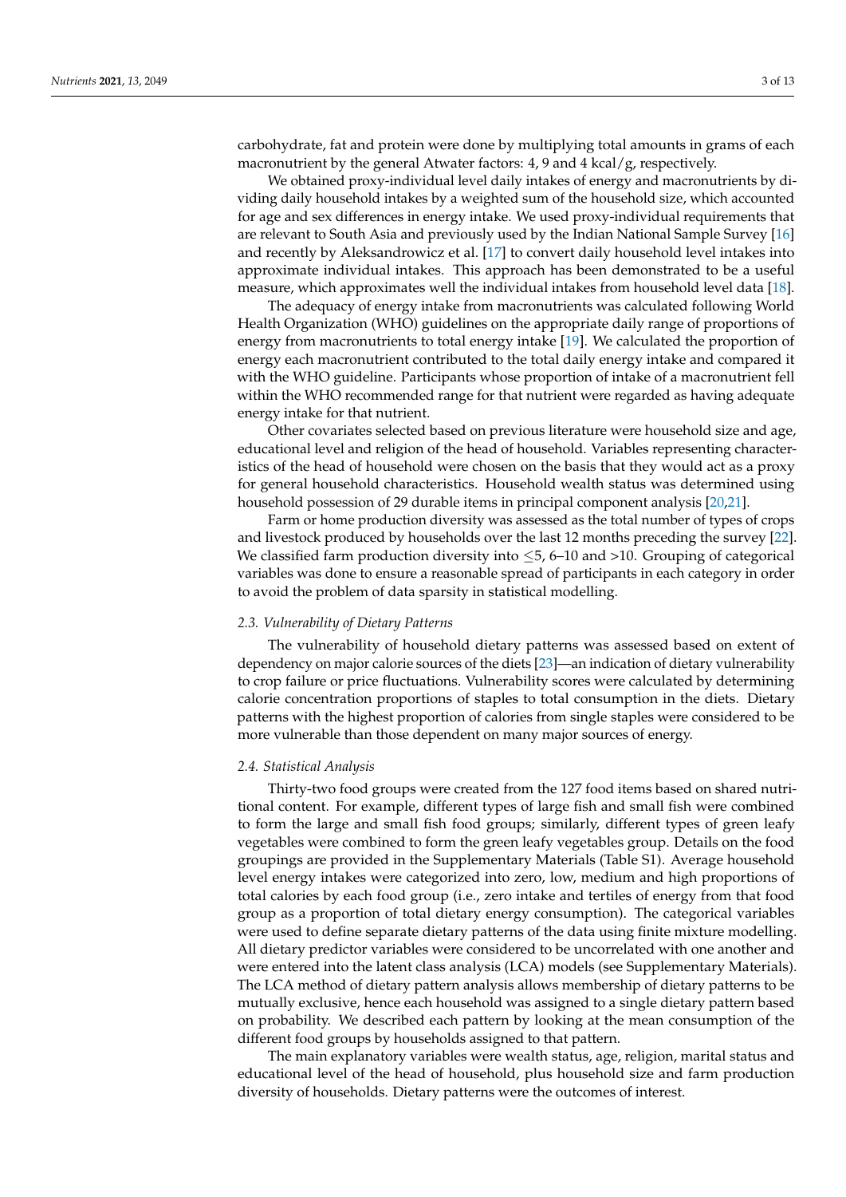carbohydrate, fat and protein were done by multiplying total amounts in grams of each macronutrient by the general Atwater factors: 4, 9 and 4 kcal/g, respectively.

We obtained proxy-individual level daily intakes of energy and macronutrients by dividing daily household intakes by a weighted sum of the household size, which accounted for age and sex differences in energy intake. We used proxy-individual requirements that are relevant to South Asia and previously used by the Indian National Sample Survey [16] and recently by Aleksandrowicz et al. [17] to convert daily household level intakes into approximate individual intakes. This approach has been demonstrated to be a useful measure, which approximates well the individual intakes from household level data [18].

The adequacy of energy intake from macronutrients was calculated following World Health Organization (WHO) guidelines on the appropriate daily range of proportions of energy from macronutrients to total energy intake [19]. We calculated the proportion of energy each macronutrient contributed to the total daily energy intake and compared it with the WHO guideline. Participants whose proportion of intake of a macronutrient fell within the WHO recommended range for that nutrient were regarded as having adequate energy intake for that nutrient.

Other covariates selected based on previous literature were household size and age, educational level and religion of the head of household. Variables representing characteristics of the head of household were chosen on the basis that they would act as a proxy for general household characteristics. Household wealth status was determined using household possession of 29 durable items in principal component analysis [20,21].

Farm or home production diversity was assessed as the total number of types of crops and livestock produced by households over the last 12 months preceding the survey [22]. We classified farm production diversity into $\leq$5, 6–10 and >10. Grouping of categorical variables was done to ensure a reasonable spread of participants in each category in order to avoid the problem of data sparsity in statistical modelling.

### 2.3. Vulnerability of Dietary Patterns

The vulnerability of household dietary patterns was assessed based on extent of dependency on major calorie sources of the diets [23]—an indication of dietary vulnerability to crop failure or price fluctuations. Vulnerability scores were calculated by determining calorie concentration proportions of staples to total consumption in the diets. Dietary patterns with the highest proportion of calories from single staples were considered to be more vulnerable than those dependent on many major sources of energy.

### 2.4. Statistical Analysis

Thirty-two food groups were created from the 127 food items based on shared nutritional content. For example, different types of large fish and small fish were combined to form the large and small fish food groups; similarly, different types of green leafy vegetables were combined to form the green leafy vegetables group. Details on the food groupings are provided in the Supplementary Materials (Table S1). Average household level energy intakes were categorized into zero, low, medium and high proportions of total calories by each food group (i.e., zero intake and tertiles of energy from that food group as a proportion of total dietary energy consumption). The categorical variables were used to define separate dietary patterns of the data using finite mixture modelling. All dietary predictor variables were considered to be uncorrelated with one another and were entered into the latent class analysis (LCA) models (see Supplementary Materials). The LCA method of dietary pattern analysis allows membership of dietary patterns to be mutually exclusive, hence each household was assigned to a single dietary pattern based on probability. We described each pattern by looking at the mean consumption of the different food groups by households assigned to that pattern.

The main explanatory variables were wealth status, age, religion, marital status and educational level of the head of household, plus household size and farm production diversity of households. Dietary patterns were the outcomes of interest.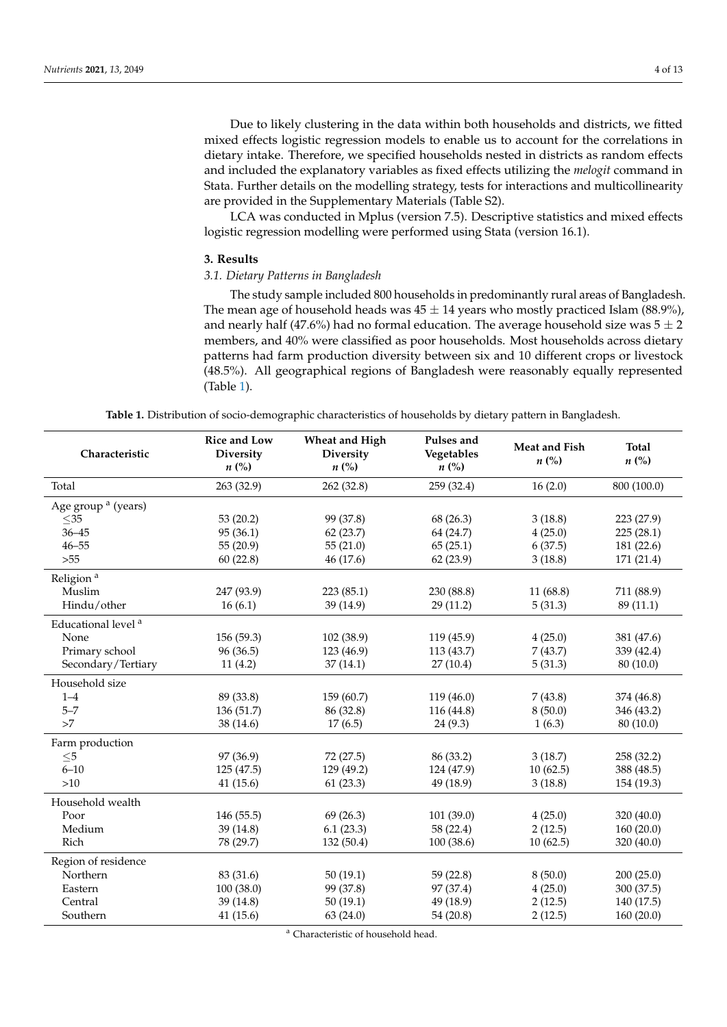Due to likely clustering in the data within both households and districts, we fitted mixed effects logistic regression models to enable us to account for the correlations in dietary intake. Therefore, we specified households nested in districts as random effects and included the explanatory variables as fixed effects utilizing the *melogit* command in Stata. Further details on the modelling strategy, tests for interactions and multicollinearity are provided in the Supplementary Materials (Table S2).

LCA was conducted in Mplus (version 7.5). Descriptive statistics and mixed effects logistic regression modelling were performed using Stata (version 16.1).

## 3. Results

### 3.1. Dietary Patterns in Bangladesh

The study sample included 800 households in predominantly rural areas of Bangladesh. The mean age of household heads was $45 \pm 14$ years who mostly practiced Islam (88.9%), and nearly half (47.6%) had no formal education. The average household size was $5 \pm 2$ members, and 40% were classified as poor households. Most households across dietary patterns had farm production diversity between six and 10 different crops or livestock (48.5%). All geographical regions of Bangladesh were reasonably equally represented (Table 1).

**Table 1.** Distribution of socio-demographic characteristics of households by dietary pattern in Bangladesh.

| Characteristic | Rice and Low Diversity *n* (%) | Wheat and High Diversity *n* (%) | Pulses and Vegetables *n* (%) | Meat and Fish *n* (%) | Total *n* (%) |
|---|---|---|---|---|---|
| Total | 263 (32.9) | 262 (32.8) | 259 (32.4) | 16 (2.0) | 800 (100.0) |
| Age group [a] (years) | | | | | |
| ≤35 | 53 (20.2) | 99 (37.8) | 68 (26.3) | 3 (18.8) | 223 (27.9) |
| 36–45 | 95 (36.1) | 62 (23.7) | 64 (24.7) | 4 (25.0) | 225 (28.1) |
| 46–55 | 55 (20.9) | 55 (21.0) | 65 (25.1) | 6 (37.5) | 181 (22.6) |
| >55 | 60 (22.8) | 46 (17.6) | 62 (23.9) | 3 (18.8) | 171 (21.4) |
| Religion [a] | | | | | |
| Muslim | 247 (93.9) | 223 (85.1) | 230 (88.8) | 11 (68.8) | 711 (88.9) |
| Hindu/other | 16 (6.1) | 39 (14.9) | 29 (11.2) | 5 (31.3) | 89 (11.1) |
| Educational level [a] | | | | | |
| None | 156 (59.3) | 102 (38.9) | 119 (45.9) | 4 (25.0) | 381 (47.6) |
| Primary school | 96 (36.5) | 123 (46.9) | 113 (43.7) | 7 (43.7) | 339 (42.4) |
| Secondary/Tertiary | 11 (4.2) | 37 (14.1) | 27 (10.4) | 5 (31.3) | 80 (10.0) |
| Household size | | | | | |
| 1–4 | 89 (33.8) | 159 (60.7) | 119 (46.0) | 7 (43.8) | 374 (46.8) |
| 5–7 | 136 (51.7) | 86 (32.8) | 116 (44.8) | 8 (50.0) | 346 (43.2) |
| >7 | 38 (14.6) | 17 (6.5) | 24 (9.3) | 1 (6.3) | 80 (10.0) |
| Farm production | | | | | |
| ≤5 | 97 (36.9) | 72 (27.5) | 86 (33.2) | 3 (18.7) | 258 (32.2) |
| 6–10 | 125 (47.5) | 129 (49.2) | 124 (47.9) | 10 (62.5) | 388 (48.5) |
| >10 | 41 (15.6) | 61 (23.3) | 49 (18.9) | 3 (18.8) | 154 (19.3) |
| Household wealth | | | | | |
| Poor | 146 (55.5) | 69 (26.3) | 101 (39.0) | 4 (25.0) | 320 (40.0) |
| Medium | 39 (14.8) | 6.1 (23.3) | 58 (22.4) | 2 (12.5) | 160 (20.0) |
| Rich | 78 (29.7) | 132 (50.4) | 100 (38.6) | 10 (62.5) | 320 (40.0) |
| Region of residence | | | | | |
| Northern | 83 (31.6) | 50 (19.1) | 59 (22.8) | 8 (50.0) | 200 (25.0) |
| Eastern | 100 (38.0) | 99 (37.8) | 97 (37.4) | 4 (25.0) | 300 (37.5) |
| Central | 39 (14.8) | 50 (19.1) | 49 (18.9) | 2 (12.5) | 140 (17.5) |
| Southern | 41 (15.6) | 63 (24.0) | 54 (20.8) | 2 (12.5) | 160 (20.0) |

[a] Characteristic of household head.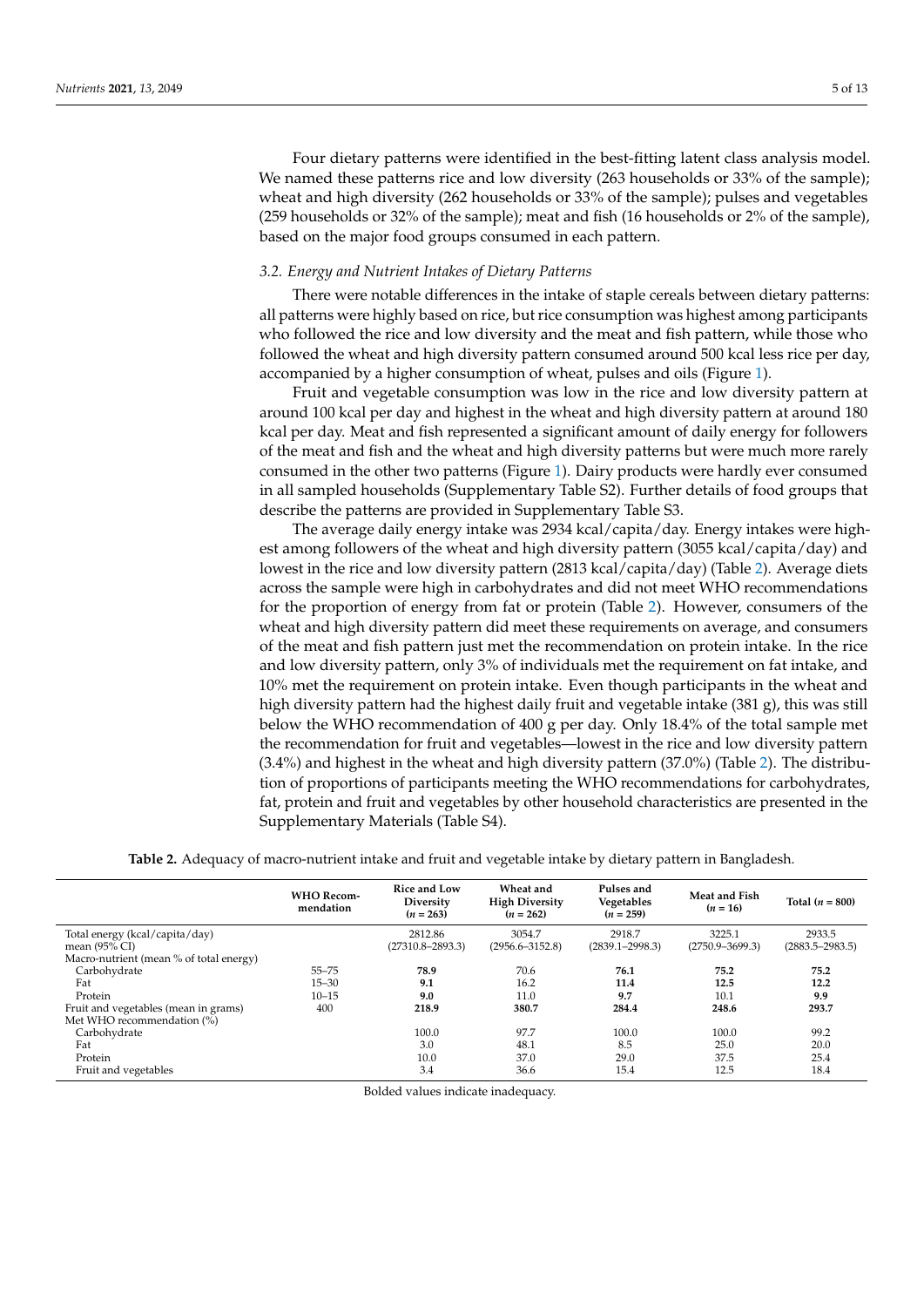Four dietary patterns were identified in the best-fitting latent class analysis model. We named these patterns rice and low diversity (263 households or 33% of the sample); wheat and high diversity (262 households or 33% of the sample); pulses and vegetables (259 households or 32% of the sample); meat and fish (16 households or 2% of the sample), based on the major food groups consumed in each pattern.

### *3.2. Energy and Nutrient Intakes of Dietary Patterns*

There were notable differences in the intake of staple cereals between dietary patterns: all patterns were highly based on rice, but rice consumption was highest among participants who followed the rice and low diversity and the meat and fish pattern, while those who followed the wheat and high diversity pattern consumed around 500 kcal less rice per day, accompanied by a higher consumption of wheat, pulses and oils (Figure 1).

Fruit and vegetable consumption was low in the rice and low diversity pattern at around 100 kcal per day and highest in the wheat and high diversity pattern at around 180 kcal per day. Meat and fish represented a significant amount of daily energy for followers of the meat and fish and the wheat and high diversity patterns but were much more rarely consumed in the other two patterns (Figure 1). Dairy products were hardly ever consumed in all sampled households (Supplementary Table S2). Further details of food groups that describe the patterns are provided in Supplementary Table S3.

The average daily energy intake was 2934 kcal/capita/day. Energy intakes were highest among followers of the wheat and high diversity pattern (3055 kcal/capita/day) and lowest in the rice and low diversity pattern (2813 kcal/capita/day) (Table 2). Average diets across the sample were high in carbohydrates and did not meet WHO recommendations for the proportion of energy from fat or protein (Table 2). However, consumers of the wheat and high diversity pattern did meet these requirements on average, and consumers of the meat and fish pattern just met the recommendation on protein intake. In the rice and low diversity pattern, only 3% of individuals met the requirement on fat intake, and 10% met the requirement on protein intake. Even though participants in the wheat and high diversity pattern had the highest daily fruit and vegetable intake (381 g), this was still below the WHO recommendation of 400 g per day. Only 18.4% of the total sample met the recommendation for fruit and vegetables—lowest in the rice and low diversity pattern (3.4%) and highest in the wheat and high diversity pattern (37.0%) (Table 2). The distribution of proportions of participants meeting the WHO recommendations for carbohydrates, fat, protein and fruit and vegetables by other household characteristics are presented in the Supplementary Materials (Table S4).

**Table 2.** Adequacy of macro-nutrient intake and fruit and vegetable intake by dietary pattern in Bangladesh.

| | WHO Recommendation | Rice and Low Diversity (*n* = 263) | Wheat and High Diversity (*n* = 262) | Pulses and Vegetables (*n* = 259) | Meat and Fish (*n* = 16) | Total (*n* = 800) |
|---|---|---|---|---|---|---|
| Total energy (kcal/capita/day) | | 2812.86 | 3054.7 | 2918.7 | 3225.1 | 2933.5 |
| mean (95% CI) | | (27310.8–2893.3) | (2956.6–3152.8) | (2839.1–2998.3) | (2750.9–3699.3) | (2883.5–2983.5) |
| Macro-nutrient (mean % of total energy) | | | | | | |
| Carbohydrate | 55–75 | **78.9** | 70.6 | **76.1** | **75.2** | **75.2** |
| Fat | 15–30 | **9.1** | 16.2 | **11.4** | **12.5** | **12.2** |
| Protein | 10–15 | **9.0** | 11.0 | **9.7** | 10.1 | **9.9** |
| Fruit and vegetables (mean in grams) | 400 | **218.9** | **380.7** | **284.4** | **248.6** | **293.7** |
| Met WHO recommendation (%) | | | | | | |
| Carbohydrate | | 100.0 | 97.7 | 100.0 | 100.0 | 99.2 |
| Fat | | 3.0 | 48.1 | 8.5 | 25.0 | 20.0 |
| Protein | | 10.0 | 37.0 | 29.0 | 37.5 | 25.4 |
| Fruit and vegetables | | 3.4 | 36.6 | 15.4 | 12.5 | 18.4 |

Bolded values indicate inadequacy.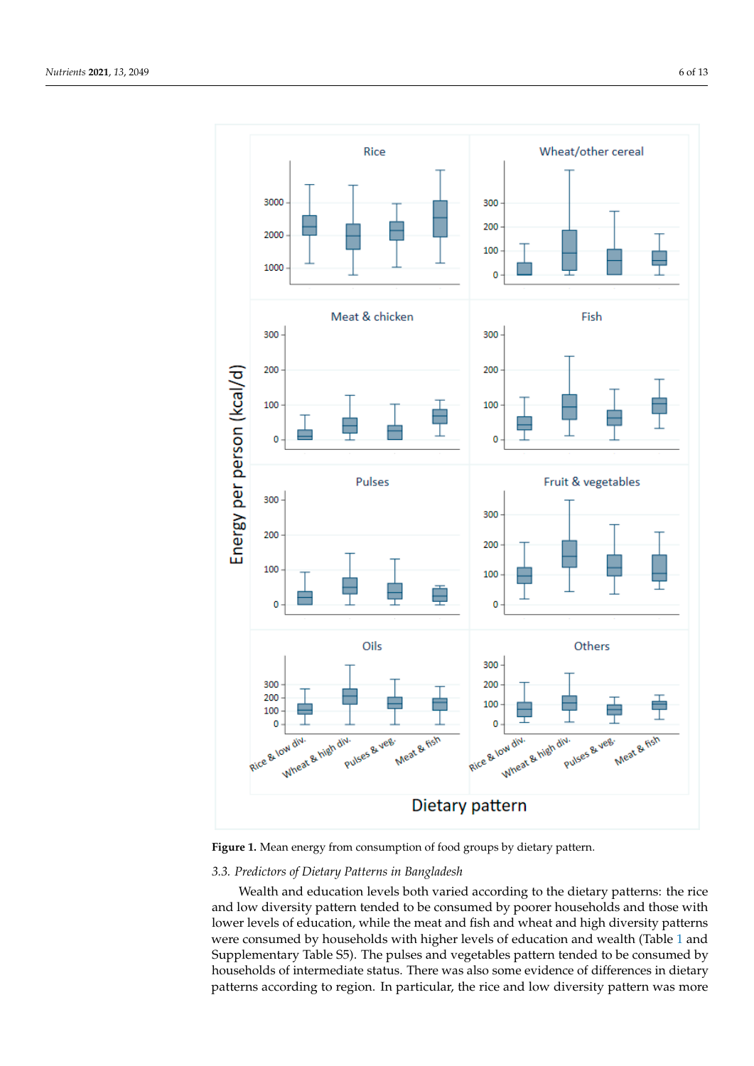**Figure 1.** Mean energy from consumption of food groups by dietary pattern.

### 3.3. Predictors of Dietary Patterns in Bangladesh

Wealth and education levels both varied according to the dietary patterns: the rice and low diversity pattern tended to be consumed by poorer households and those with lower levels of education, while the meat and fish and wheat and high diversity patterns were consumed by households with higher levels of education and wealth (Table 1 and Supplementary Table S5). The pulses and vegetables pattern tended to be consumed by households of intermediate status. There was also some evidence of differences in dietary patterns according to region. In particular, the rice and low diversity pattern was more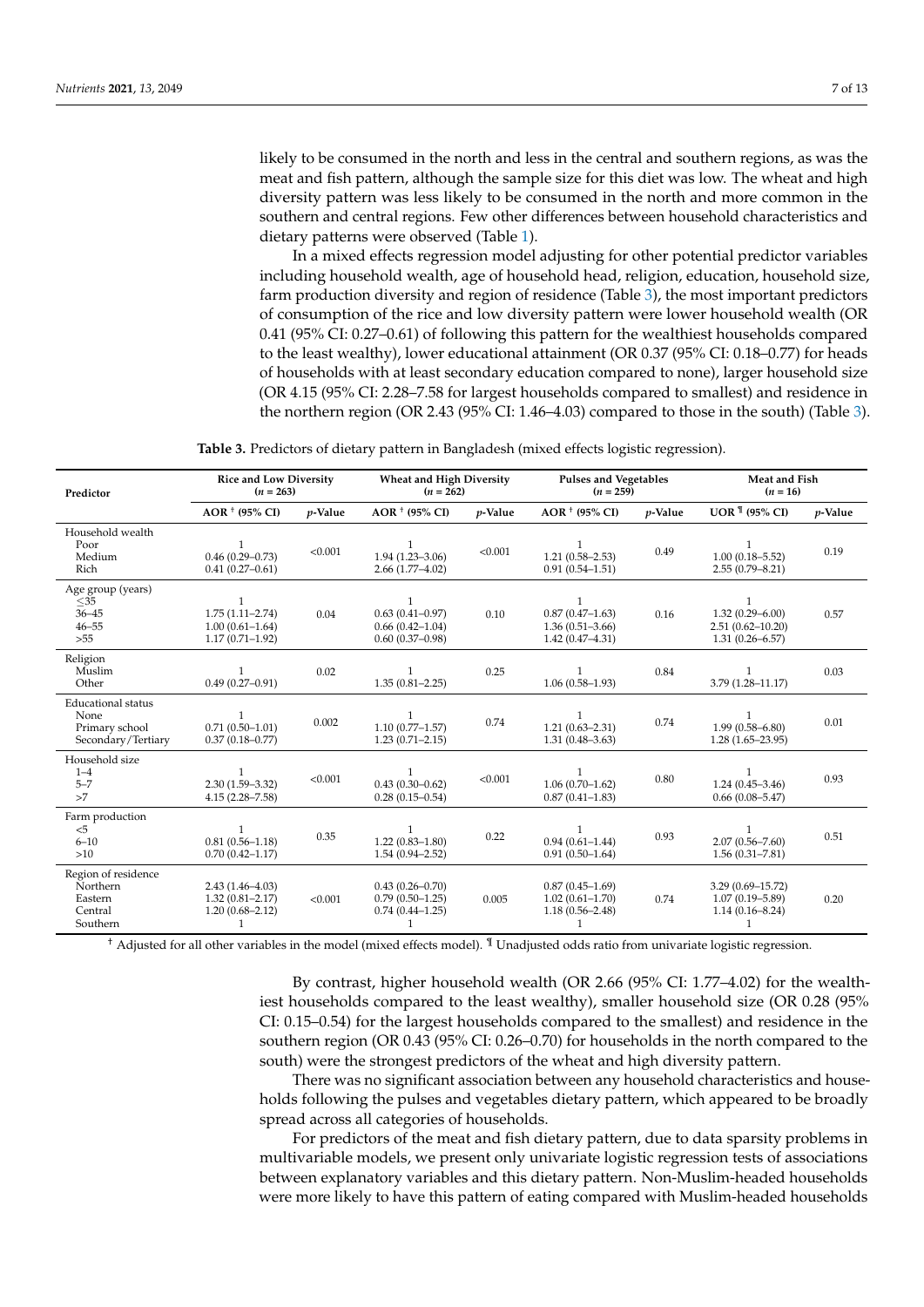likely to be consumed in the north and less in the central and southern regions, as was the meat and fish pattern, although the sample size for this diet was low. The wheat and high diversity pattern was less likely to be consumed in the north and more common in the southern and central regions. Few other differences between household characteristics and dietary patterns were observed (Table 1).

In a mixed effects regression model adjusting for other potential predictor variables including household wealth, age of household head, religion, education, household size, farm production diversity and region of residence (Table 3), the most important predictors of consumption of the rice and low diversity pattern were lower household wealth (OR 0.41 (95% CI: 0.27–0.61) of following this pattern for the wealthiest households compared to the least wealthy), lower educational attainment (OR 0.37 (95% CI: 0.18–0.77) for heads of households with at least secondary education compared to none), larger household size (OR 4.15 (95% CI: 2.28–7.58 for largest households compared to smallest) and residence in the northern region (OR 2.43 (95% CI: 1.46–4.03) compared to those in the south) (Table 3).

**Table 3.** Predictors of dietary pattern in Bangladesh (mixed effects logistic regression).

| Predictor | Rice and Low Diversity ($n$ = 263) | | Wheat and High Diversity ($n$ = 262) | | Pulses and Vegetables ($n$ = 259) | | Meat and Fish ($n$ = 16) | |
|---|---|---|---|---|---|---|---|---|
| | AOR † (95% CI) | $p$-Value | AOR † (95% CI) | $p$-Value | AOR † (95% CI) | $p$-Value | UOR ¶ (95% CI) | $p$-Value |
| **Household wealth** | | | | | | | | |
| Poor | 1 | <0.001 | 1 | <0.001 | 1 | 0.49 | 1 | 0.19 |
| Medium | 0.46 (0.29–0.73) | | 1.94 (1.23–3.06) | | 1.21 (0.58–2.53) | | 1.00 (0.18–5.52) | |
| Rich | 0.41 (0.27–0.61) | | 2.66 (1.77–4.02) | | 0.91 (0.54–1.51) | | 2.55 (0.79–8.21) | |
| **Age group (years)** | | | | | | | | |
| ≤35 | 1 | 0.04 | 1 | 0.10 | 1 | 0.16 | 1 | 0.57 |
| 36–45 | 1.75 (1.11–2.74) | | 0.63 (0.41–0.97) | | 0.87 (0.47–1.63) | | 1.32 (0.29–6.00) | |
| 46–55 | 1.00 (0.61–1.64) | | 0.66 (0.42–1.04) | | 1.36 (0.51–3.66) | | 2.51 (0.62–10.20) | |
| >55 | 1.17 (0.71–1.92) | | 0.60 (0.37–0.98) | | 1.42 (0.47–4.31) | | 1.31 (0.26–6.57) | |
| **Religion** | | | | | | | | |
| Muslim | 1 | 0.02 | 1 | 0.25 | 1 | 0.84 | 1 | 0.03 |
| Other | 0.49 (0.27–0.91) | | 1.35 (0.81–2.25) | | 1.06 (0.58–1.93) | | 3.79 (1.28–11.17) | |
| **Educational status** | | | | | | | | |
| None | 1 | 0.002 | 1 | 0.74 | 1 | 0.74 | 1 | 0.01 |
| Primary school | 0.71 (0.50–1.01) | | 1.10 (0.77–1.57) | | 1.21 (0.63–2.31) | | 1.99 (0.58–6.80) | |
| Secondary/Tertiary | 0.37 (0.18–0.77) | | 1.23 (0.71–2.15) | | 1.31 (0.48–3.63) | | 1.28 (1.65–23.95) | |
| **Household size** | | | | | | | | |
| 1–4 | 1 | <0.001 | 1 | <0.001 | 1 | 0.80 | 1 | 0.93 |
| 5–7 | 2.30 (1.59–3.32) | | 0.43 (0.30–0.62) | | 1.06 (0.70–1.62) | | 1.24 (0.45–3.46) | |
| >7 | 4.15 (2.28–7.58) | | 0.28 (0.15–0.54) | | 0.87 (0.41–1.83) | | 0.66 (0.08–5.47) | |
| **Farm production** | | | | | | | | |
| <5 | 1 | 0.35 | 1 | 0.22 | 1 | 0.93 | 1 | 0.51 |
| 6–10 | 0.81 (0.56–1.18) | | 1.22 (0.83–1.80) | | 0.94 (0.61–1.44) | | 2.07 (0.56–7.60) | |
| >10 | 0.70 (0.42–1.17) | | 1.54 (0.94–2.52) | | 0.91 (0.50–1.64) | | 1.56 (0.31–7.81) | |
| **Region of residence** | | | | | | | | |
| Northern | 2.43 (1.46–4.03) | <0.001 | 0.43 (0.26–0.70) | 0.005 | 0.87 (0.45–1.69) | 0.74 | 3.29 (0.69–15.72) | 0.20 |
| Eastern | 1.32 (0.81–2.17) | | 0.79 (0.50–1.25) | | 1.02 (0.61–1.70) | | 1.07 (0.19–5.89) | |
| Central | 1.20 (0.68–2.12) | | 0.74 (0.44–1.25) | | 1.18 (0.56–2.48) | | 1.14 (0.16–8.24) | |
| Southern | 1 | | 1 | | 1 | | 1 | |

† Adjusted for all other variables in the model (mixed effects model). ¶ Unadjusted odds ratio from univariate logistic regression.

By contrast, higher household wealth (OR 2.66 (95% CI: 1.77–4.02) for the wealthiest households compared to the least wealthy), smaller household size (OR 0.28 (95% CI: 0.15–0.54) for the largest households compared to the smallest) and residence in the southern region (OR 0.43 (95% CI: 0.26–0.70) for households in the north compared to the south) were the strongest predictors of the wheat and high diversity pattern.

There was no significant association between any household characteristics and households following the pulses and vegetables dietary pattern, which appeared to be broadly spread across all categories of households.

For predictors of the meat and fish dietary pattern, due to data sparsity problems in multivariable models, we present only univariate logistic regression tests of associations between explanatory variables and this dietary pattern. Non-Muslim-headed households were more likely to have this pattern of eating compared with Muslim-headed households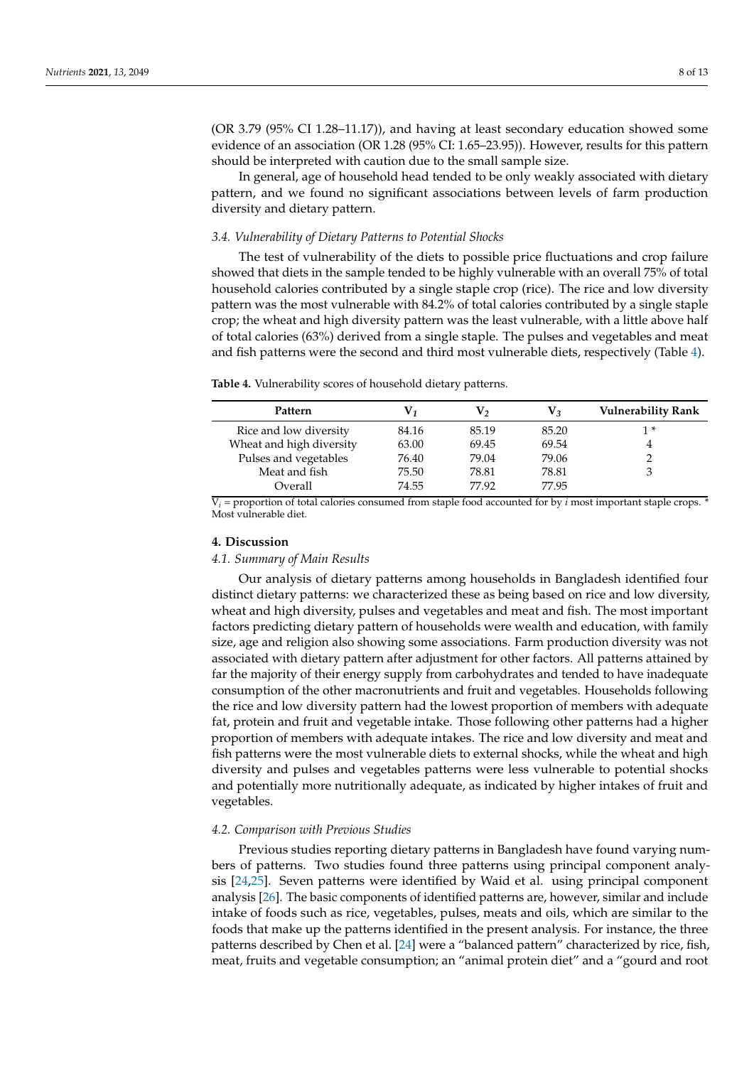(OR 3.79 (95% CI 1.28–11.17)), and having at least secondary education showed some evidence of an association (OR 1.28 (95% CI: 1.65–23.95)). However, results for this pattern should be interpreted with caution due to the small sample size.

In general, age of household head tended to be only weakly associated with dietary pattern, and we found no significant associations between levels of farm production diversity and dietary pattern.

### *3.4. Vulnerability of Dietary Patterns to Potential Shocks*

The test of vulnerability of the diets to possible price fluctuations and crop failure showed that diets in the sample tended to be highly vulnerable with an overall 75% of total household calories contributed by a single staple crop (rice). The rice and low diversity pattern was the most vulnerable with 84.2% of total calories contributed by a single staple crop; the wheat and high diversity pattern was the least vulnerable, with a little above half of total calories (63%) derived from a single staple. The pulses and vegetables and meat and fish patterns were the second and third most vulnerable diets, respectively (Table 4).

**Table 4.** Vulnerability scores of household dietary patterns.

| Pattern | $V_1$ | $V_2$ | $V_3$ | Vulnerability Rank |
|---|---|---|---|---|
| Rice and low diversity | 84.16 | 85.19 | 85.20 | 1 * |
| Wheat and high diversity | 63.00 | 69.45 | 69.54 | 4 |
| Pulses and vegetables | 76.40 | 79.04 | 79.06 | 2 |
| Meat and fish | 75.50 | 78.81 | 78.81 | 3 |
| Overall | 74.55 | 77.92 | 77.95 | |

$V_i$ = proportion of total calories consumed from staple food accounted for by $i$ most important staple crops. * Most vulnerable diet.

## 4. Discussion

### *4.1. Summary of Main Results*

Our analysis of dietary patterns among households in Bangladesh identified four distinct dietary patterns: we characterized these as being based on rice and low diversity, wheat and high diversity, pulses and vegetables and meat and fish. The most important factors predicting dietary pattern of households were wealth and education, with family size, age and religion also showing some associations. Farm production diversity was not associated with dietary pattern after adjustment for other factors. All patterns attained by far the majority of their energy supply from carbohydrates and tended to have inadequate consumption of the other macronutrients and fruit and vegetables. Households following the rice and low diversity pattern had the lowest proportion of members with adequate fat, protein and fruit and vegetable intake. Those following other patterns had a higher proportion of members with adequate intakes. The rice and low diversity and meat and fish patterns were the most vulnerable diets to external shocks, while the wheat and high diversity and pulses and vegetables patterns were less vulnerable to potential shocks and potentially more nutritionally adequate, as indicated by higher intakes of fruit and vegetables.

### *4.2. Comparison with Previous Studies*

Previous studies reporting dietary patterns in Bangladesh have found varying numbers of patterns. Two studies found three patterns using principal component analysis [24,25]. Seven patterns were identified by Waid et al. using principal component analysis [26]. The basic components of identified patterns are, however, similar and include intake of foods such as rice, vegetables, pulses, meats and oils, which are similar to the foods that make up the patterns identified in the present analysis. For instance, the three patterns described by Chen et al. [24] were a "balanced pattern" characterized by rice, fish, meat, fruits and vegetable consumption; an "animal protein diet" and a "gourd and root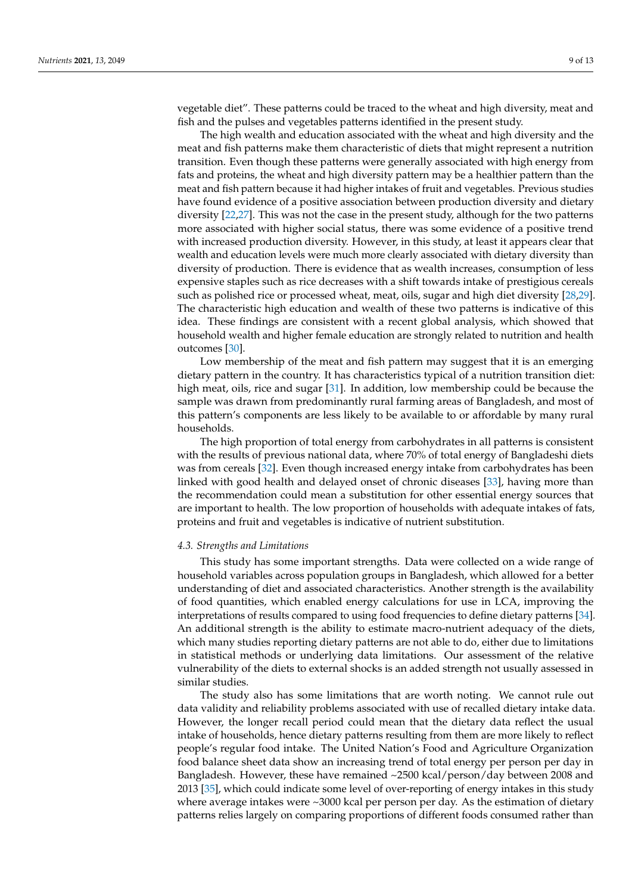vegetable diet". These patterns could be traced to the wheat and high diversity, meat and fish and the pulses and vegetables patterns identified in the present study.

The high wealth and education associated with the wheat and high diversity and the meat and fish patterns make them characteristic of diets that might represent a nutrition transition. Even though these patterns were generally associated with high energy from fats and proteins, the wheat and high diversity pattern may be a healthier pattern than the meat and fish pattern because it had higher intakes of fruit and vegetables. Previous studies have found evidence of a positive association between production diversity and dietary diversity [22,27]. This was not the case in the present study, although for the two patterns more associated with higher social status, there was some evidence of a positive trend with increased production diversity. However, in this study, at least it appears clear that wealth and education levels were much more clearly associated with dietary diversity than diversity of production. There is evidence that as wealth increases, consumption of less expensive staples such as rice decreases with a shift towards intake of prestigious cereals such as polished rice or processed wheat, meat, oils, sugar and high diet diversity [28,29]. The characteristic high education and wealth of these two patterns is indicative of this idea. These findings are consistent with a recent global analysis, which showed that household wealth and higher female education are strongly related to nutrition and health outcomes [30].

Low membership of the meat and fish pattern may suggest that it is an emerging dietary pattern in the country. It has characteristics typical of a nutrition transition diet: high meat, oils, rice and sugar [31]. In addition, low membership could be because the sample was drawn from predominantly rural farming areas of Bangladesh, and most of this pattern's components are less likely to be available to or affordable by many rural households.

The high proportion of total energy from carbohydrates in all patterns is consistent with the results of previous national data, where 70% of total energy of Bangladeshi diets was from cereals [32]. Even though increased energy intake from carbohydrates has been linked with good health and delayed onset of chronic diseases [33], having more than the recommendation could mean a substitution for other essential energy sources that are important to health. The low proportion of households with adequate intakes of fats, proteins and fruit and vegetables is indicative of nutrient substitution.

### *4.3. Strengths and Limitations*

This study has some important strengths. Data were collected on a wide range of household variables across population groups in Bangladesh, which allowed for a better understanding of diet and associated characteristics. Another strength is the availability of food quantities, which enabled energy calculations for use in LCA, improving the interpretations of results compared to using food frequencies to define dietary patterns [34]. An additional strength is the ability to estimate macro-nutrient adequacy of the diets, which many studies reporting dietary patterns are not able to do, either due to limitations in statistical methods or underlying data limitations. Our assessment of the relative vulnerability of the diets to external shocks is an added strength not usually assessed in similar studies.

The study also has some limitations that are worth noting. We cannot rule out data validity and reliability problems associated with use of recalled dietary intake data. However, the longer recall period could mean that the dietary data reflect the usual intake of households, hence dietary patterns resulting from them are more likely to reflect people's regular food intake. The United Nation's Food and Agriculture Organization food balance sheet data show an increasing trend of total energy per person per day in Bangladesh. However, these have remained ~2500 kcal/person/day between 2008 and 2013 [35], which could indicate some level of over-reporting of energy intakes in this study where average intakes were ~3000 kcal per person per day. As the estimation of dietary patterns relies largely on comparing proportions of different foods consumed rather than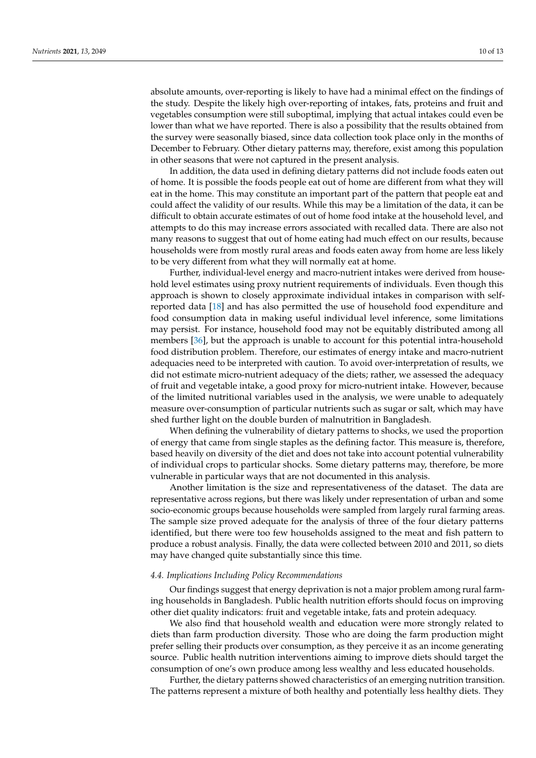absolute amounts, over-reporting is likely to have had a minimal effect on the findings of the study. Despite the likely high over-reporting of intakes, fats, proteins and fruit and vegetables consumption were still suboptimal, implying that actual intakes could even be lower than what we have reported. There is also a possibility that the results obtained from the survey were seasonally biased, since data collection took place only in the months of December to February. Other dietary patterns may, therefore, exist among this population in other seasons that were not captured in the present analysis.

In addition, the data used in defining dietary patterns did not include foods eaten out of home. It is possible the foods people eat out of home are different from what they will eat in the home. This may constitute an important part of the pattern that people eat and could affect the validity of our results. While this may be a limitation of the data, it can be difficult to obtain accurate estimates of out of home food intake at the household level, and attempts to do this may increase errors associated with recalled data. There are also not many reasons to suggest that out of home eating had much effect on our results, because households were from mostly rural areas and foods eaten away from home are less likely to be very different from what they will normally eat at home.

Further, individual-level energy and macro-nutrient intakes were derived from household level estimates using proxy nutrient requirements of individuals. Even though this approach is shown to closely approximate individual intakes in comparison with self-reported data [18] and has also permitted the use of household food expenditure and food consumption data in making useful individual level inference, some limitations may persist. For instance, household food may not be equitably distributed among all members [36], but the approach is unable to account for this potential intra-household food distribution problem. Therefore, our estimates of energy intake and macro-nutrient adequacies need to be interpreted with caution. To avoid over-interpretation of results, we did not estimate micro-nutrient adequacy of the diets; rather, we assessed the adequacy of fruit and vegetable intake, a good proxy for micro-nutrient intake. However, because of the limited nutritional variables used in the analysis, we were unable to adequately measure over-consumption of particular nutrients such as sugar or salt, which may have shed further light on the double burden of malnutrition in Bangladesh.

When defining the vulnerability of dietary patterns to shocks, we used the proportion of energy that came from single staples as the defining factor. This measure is, therefore, based heavily on diversity of the diet and does not take into account potential vulnerability of individual crops to particular shocks. Some dietary patterns may, therefore, be more vulnerable in particular ways that are not documented in this analysis.

Another limitation is the size and representativeness of the dataset. The data are representative across regions, but there was likely under representation of urban and some socio-economic groups because households were sampled from largely rural farming areas. The sample size proved adequate for the analysis of three of the four dietary patterns identified, but there were too few households assigned to the meat and fish pattern to produce a robust analysis. Finally, the data were collected between 2010 and 2011, so diets may have changed quite substantially since this time.

### *4.4. Implications Including Policy Recommendations*

Our findings suggest that energy deprivation is not a major problem among rural farming households in Bangladesh. Public health nutrition efforts should focus on improving other diet quality indicators: fruit and vegetable intake, fats and protein adequacy.

We also find that household wealth and education were more strongly related to diets than farm production diversity. Those who are doing the farm production might prefer selling their products over consumption, as they perceive it as an income generating source. Public health nutrition interventions aiming to improve diets should target the consumption of one's own produce among less wealthy and less educated households.

Further, the dietary patterns showed characteristics of an emerging nutrition transition. The patterns represent a mixture of both healthy and potentially less healthy diets. They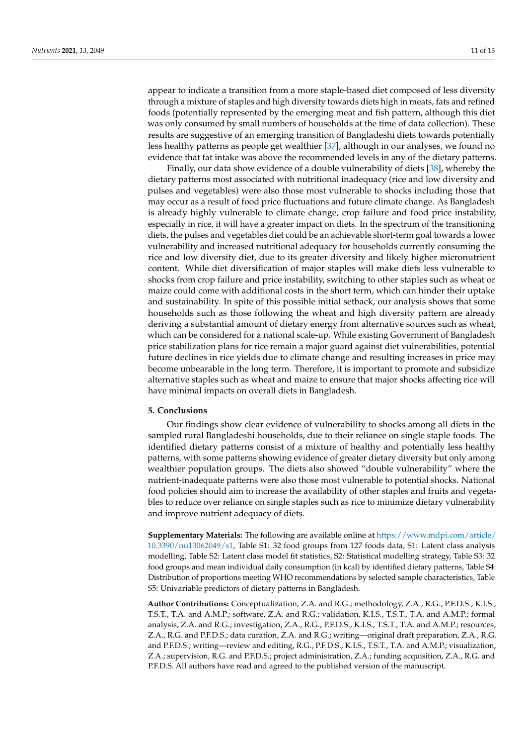appear to indicate a transition from a more staple-based diet composed of less diversity through a mixture of staples and high diversity towards diets high in meats, fats and refined foods (potentially represented by the emerging meat and fish pattern, although this diet was only consumed by small numbers of households at the time of data collection). These results are suggestive of an emerging transition of Bangladeshi diets towards potentially less healthy patterns as people get wealthier [37], although in our analyses, we found no evidence that fat intake was above the recommended levels in any of the dietary patterns.

Finally, our data show evidence of a double vulnerability of diets [38], whereby the dietary patterns most associated with nutritional inadequacy (rice and low diversity and pulses and vegetables) were also those most vulnerable to shocks including those that may occur as a result of food price fluctuations and future climate change. As Bangladesh is already highly vulnerable to climate change, crop failure and food price instability, especially in rice, it will have a greater impact on diets. In the spectrum of the transitioning diets, the pulses and vegetables diet could be an achievable short-term goal towards a lower vulnerability and increased nutritional adequacy for households currently consuming the rice and low diversity diet, due to its greater diversity and likely higher micronutrient content. While diet diversification of major staples will make diets less vulnerable to shocks from crop failure and price instability, switching to other staples such as wheat or maize could come with additional costs in the short term, which can hinder their uptake and sustainability. In spite of this possible initial setback, our analysis shows that some households such as those following the wheat and high diversity pattern are already deriving a substantial amount of dietary energy from alternative sources such as wheat, which can be considered for a national scale-up. While existing Government of Bangladesh price stabilization plans for rice remain a major guard against diet vulnerabilities, potential future declines in rice yields due to climate change and resulting increases in price may become unbearable in the long term. Therefore, it is important to promote and subsidize alternative staples such as wheat and maize to ensure that major shocks affecting rice will have minimal impacts on overall diets in Bangladesh.

## 5. Conclusions

Our findings show clear evidence of vulnerability to shocks among all diets in the sampled rural Bangladeshi households, due to their reliance on single staple foods. The identified dietary patterns consist of a mixture of healthy and potentially less healthy patterns, with some patterns showing evidence of greater dietary diversity but only among wealthier population groups. The diets also showed "double vulnerability" where the nutrient-inadequate patterns were also those most vulnerable to potential shocks. National food policies should aim to increase the availability of other staples and fruits and vegetables to reduce over reliance on single staples such as rice to minimize dietary vulnerability and improve nutrient adequacy of diets.

**Supplementary Materials:** The following are available online at https://www.mdpi.com/article/10.3390/nu13062049/s1, Table S1: 32 food groups from 127 foods data, S1: Latent class analysis modelling, Table S2: Latent class model fit statistics, S2: Statistical modelling strategy, Table S3: 32 food groups and mean individual daily consumption (in kcal) by identified dietary patterns, Table S4: Distribution of proportions meeting WHO recommendations by selected sample characteristics, Table S5: Univariable predictors of dietary patterns in Bangladesh.

**Author Contributions:** Conceptualization, Z.A. and R.G.; methodology, Z.A., R.G., P.F.D.S., K.I.S., T.S.T., T.A. and A.M.P.; software, Z.A. and R.G.; validation, K.I.S., T.S.T., T.A. and A.M.P.; formal analysis, Z.A. and R.G.; investigation, Z.A., R.G., P.F.D.S., K.I.S., T.S.T., T.A. and A.M.P.; resources, Z.A., R.G. and P.F.D.S.; data curation, Z.A. and R.G.; writing—original draft preparation, Z.A., R.G. and P.F.D.S.; writing—review and editing, R.G., P.F.D.S., K.I.S., T.S.T., T.A. and A.M.P.; visualization, Z.A.; supervision, R.G. and P.F.D.S.; project administration, Z.A.; funding acquisition, Z.A., R.G. and P.F.D.S. All authors have read and agreed to the published version of the manuscript.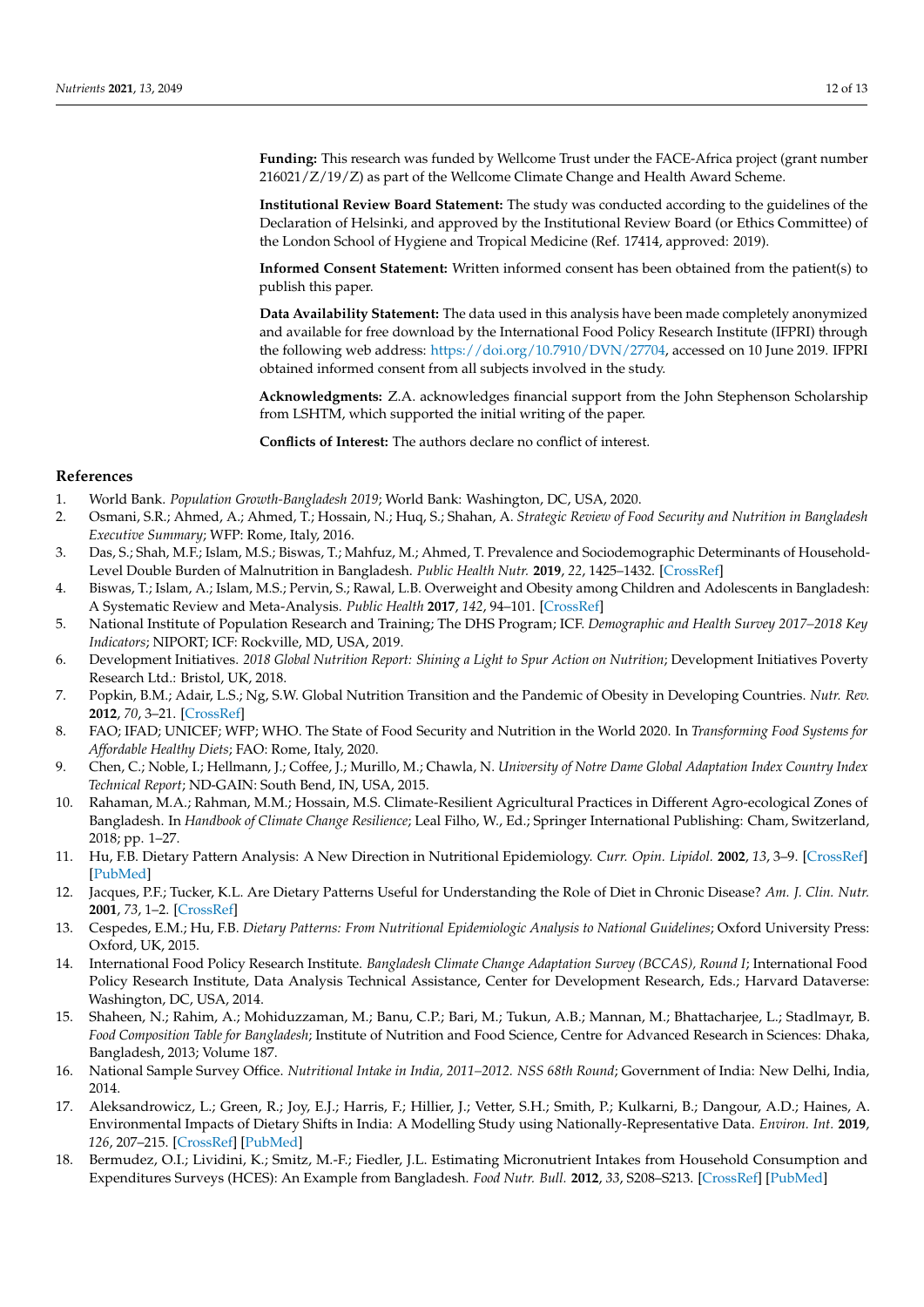**Funding:** This research was funded by Wellcome Trust under the FACE-Africa project (grant number 216021/Z/19/Z) as part of the Wellcome Climate Change and Health Award Scheme.

**Institutional Review Board Statement:** The study was conducted according to the guidelines of the Declaration of Helsinki, and approved by the Institutional Review Board (or Ethics Committee) of the London School of Hygiene and Tropical Medicine (Ref. 17414, approved: 2019).

**Informed Consent Statement:** Written informed consent has been obtained from the patient(s) to publish this paper.

**Data Availability Statement:** The data used in this analysis have been made completely anonymized and available for free download by the International Food Policy Research Institute (IFPRI) through the following web address: https://doi.org/10.7910/DVN/27704, accessed on 10 June 2019. IFPRI obtained informed consent from all subjects involved in the study.

**Acknowledgments:** Z.A. acknowledges financial support from the John Stephenson Scholarship from LSHTM, which supported the initial writing of the paper.

**Conflicts of Interest:** The authors declare no conflict of interest.

## References

1. World Bank. *Population Growth-Bangladesh 2019*; World Bank: Washington, DC, USA, 2020.
2. Osmani, S.R.; Ahmed, A.; Ahmed, T.; Hossain, N.; Huq, S.; Shahan, A. *Strategic Review of Food Security and Nutrition in Bangladesh Executive Summary*; WFP: Rome, Italy, 2016.
3. Das, S.; Shah, M.F.; Islam, M.S.; Biswas, T.; Mahfuz, M.; Ahmed, T. Prevalence and Sociodemographic Determinants of Household-Level Double Burden of Malnutrition in Bangladesh. *Public Health Nutr.* **2019**, *22*, 1425–1432. [CrossRef]
4. Biswas, T.; Islam, A.; Islam, M.S.; Pervin, S.; Rawal, L.B. Overweight and Obesity among Children and Adolescents in Bangladesh: A Systematic Review and Meta-Analysis. *Public Health* **2017**, *142*, 94–101. [CrossRef]
5. National Institute of Population Research and Training; The DHS Program; ICF. *Demographic and Health Survey 2017–2018 Key Indicators*; NIPORT; ICF: Rockville, MD, USA, 2019.
6. Development Initiatives. *2018 Global Nutrition Report: Shining a Light to Spur Action on Nutrition*; Development Initiatives Poverty Research Ltd.: Bristol, UK, 2018.
7. Popkin, B.M.; Adair, L.S.; Ng, S.W. Global Nutrition Transition and the Pandemic of Obesity in Developing Countries. *Nutr. Rev.* **2012**, *70*, 3–21. [CrossRef]
8. FAO; IFAD; UNICEF; WFP; WHO. The State of Food Security and Nutrition in the World 2020. In *Transforming Food Systems for Affordable Healthy Diets*; FAO: Rome, Italy, 2020.
9. Chen, C.; Noble, I.; Hellmann, J.; Coffee, J.; Murillo, M.; Chawla, N. *University of Notre Dame Global Adaptation Index Country Index Technical Report*; ND-GAIN: South Bend, IN, USA, 2015.
10. Rahaman, M.A.; Rahman, M.M.; Hossain, M.S. Climate-Resilient Agricultural Practices in Different Agro-ecological Zones of Bangladesh. In *Handbook of Climate Change Resilience*; Leal Filho, W., Ed.; Springer International Publishing: Cham, Switzerland, 2018; pp. 1–27.
11. Hu, F.B. Dietary Pattern Analysis: A New Direction in Nutritional Epidemiology. *Curr. Opin. Lipidol.* **2002**, *13*, 3–9. [CrossRef] [PubMed]
12. Jacques, P.F.; Tucker, K.L. Are Dietary Patterns Useful for Understanding the Role of Diet in Chronic Disease? *Am. J. Clin. Nutr.* **2001**, *73*, 1–2. [CrossRef]
13. Cespedes, E.M.; Hu, F.B. *Dietary Patterns: From Nutritional Epidemiologic Analysis to National Guidelines*; Oxford University Press: Oxford, UK, 2015.
14. International Food Policy Research Institute. *Bangladesh Climate Change Adaptation Survey (BCCAS), Round I*; International Food Policy Research Institute, Data Analysis Technical Assistance, Center for Development Research, Eds.; Harvard Dataverse: Washington, DC, USA, 2014.
15. Shaheen, N.; Rahim, A.; Mohiduzzaman, M.; Banu, C.P.; Bari, M.; Tukun, A.B.; Mannan, M.; Bhattacharjee, L.; Stadlmayr, B. *Food Composition Table for Bangladesh*; Institute of Nutrition and Food Science, Centre for Advanced Research in Sciences: Dhaka, Bangladesh, 2013; Volume 187.
16. National Sample Survey Office. *Nutritional Intake in India, 2011–2012. NSS 68th Round*; Government of India: New Delhi, India, 2014.
17. Aleksandrowicz, L.; Green, R.; Joy, E.J.; Harris, F.; Hillier, J.; Vetter, S.H.; Smith, P.; Kulkarni, B.; Dangour, A.D.; Haines, A. Environmental Impacts of Dietary Shifts in India: A Modelling Study using Nationally-Representative Data. *Environ. Int.* **2019**, *126*, 207–215. [CrossRef] [PubMed]
18. Bermudez, O.I.; Lividini, K.; Smitz, M.-F.; Fiedler, J.L. Estimating Micronutrient Intakes from Household Consumption and Expenditures Surveys (HCES): An Example from Bangladesh. *Food Nutr. Bull.* **2012**, *33*, S208–S213. [CrossRef] [PubMed]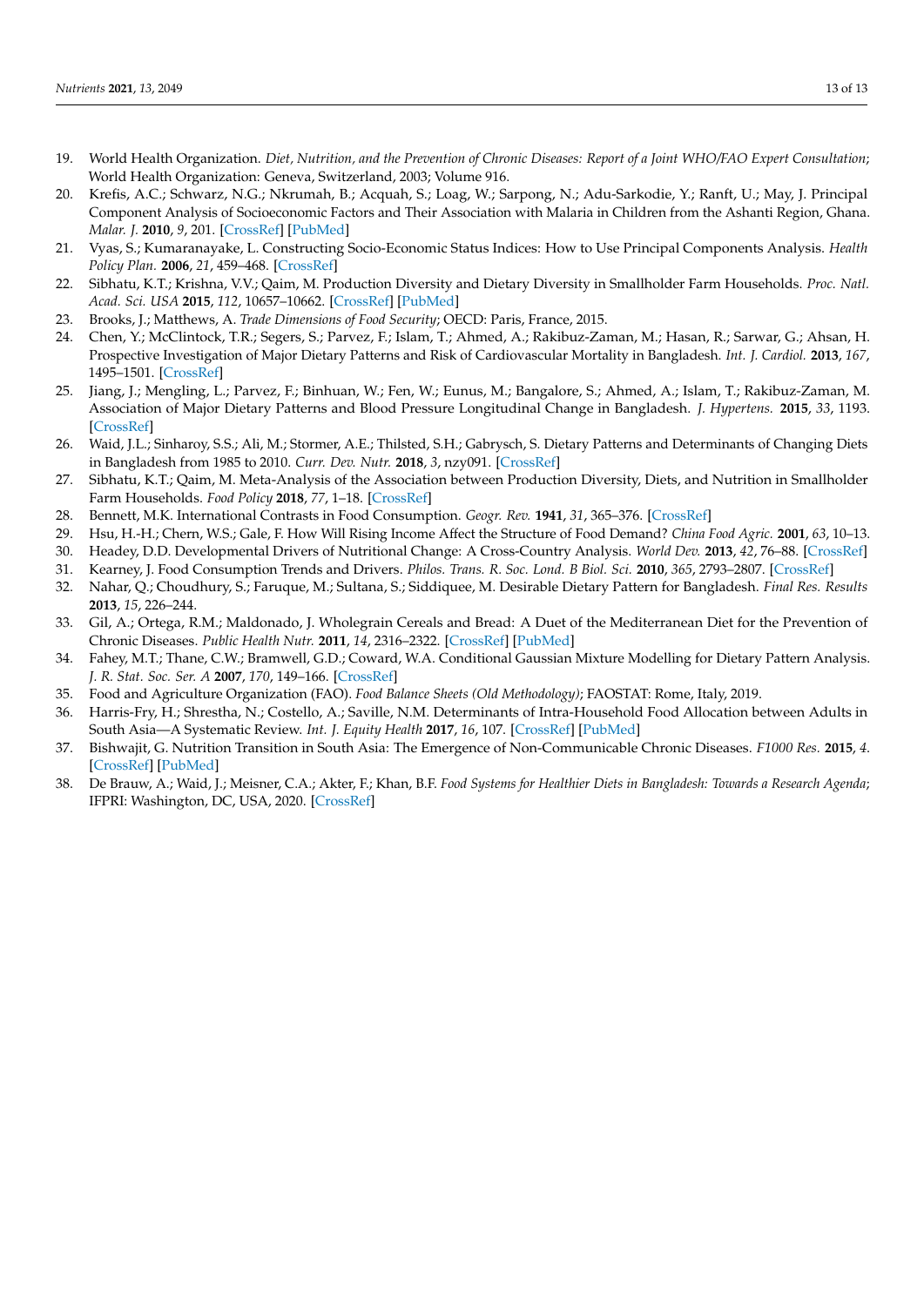19. World Health Organization. *Diet, Nutrition, and the Prevention of Chronic Diseases: Report of a Joint WHO/FAO Expert Consultation*; World Health Organization: Geneva, Switzerland, 2003; Volume 916.
20. Krefis, A.C.; Schwarz, N.G.; Nkrumah, B.; Acquah, S.; Loag, W.; Sarpong, N.; Adu-Sarkodie, Y.; Ranft, U.; May, J. Principal Component Analysis of Socioeconomic Factors and Their Association with Malaria in Children from the Ashanti Region, Ghana. *Malar. J.* **2010**, *9*, 201. [CrossRef] [PubMed]
21. Vyas, S.; Kumaranayake, L. Constructing Socio-Economic Status Indices: How to Use Principal Components Analysis. *Health Policy Plan.* **2006**, *21*, 459–468. [CrossRef]
22. Sibhatu, K.T.; Krishna, V.V.; Qaim, M. Production Diversity and Dietary Diversity in Smallholder Farm Households. *Proc. Natl. Acad. Sci. USA* **2015**, *112*, 10657–10662. [CrossRef] [PubMed]
23. Brooks, J.; Matthews, A. *Trade Dimensions of Food Security*; OECD: Paris, France, 2015.
24. Chen, Y.; McClintock, T.R.; Segers, S.; Parvez, F.; Islam, T.; Ahmed, A.; Rakibuz-Zaman, M.; Hasan, R.; Sarwar, G.; Ahsan, H. Prospective Investigation of Major Dietary Patterns and Risk of Cardiovascular Mortality in Bangladesh. *Int. J. Cardiol.* **2013**, *167*, 1495–1501. [CrossRef]
25. Jiang, J.; Mengling, L.; Parvez, F.; Binhuan, W.; Fen, W.; Eunus, M.; Bangalore, S.; Ahmed, A.; Islam, T.; Rakibuz-Zaman, M. Association of Major Dietary Patterns and Blood Pressure Longitudinal Change in Bangladesh. *J. Hypertens.* **2015**, *33*, 1193. [CrossRef]
26. Waid, J.L.; Sinharoy, S.S.; Ali, M.; Stormer, A.E.; Thilsted, S.H.; Gabrysch, S. Dietary Patterns and Determinants of Changing Diets in Bangladesh from 1985 to 2010. *Curr. Dev. Nutr.* **2018**, *3*, nzy091. [CrossRef]
27. Sibhatu, K.T.; Qaim, M. Meta-Analysis of the Association between Production Diversity, Diets, and Nutrition in Smallholder Farm Households. *Food Policy* **2018**, *77*, 1–18. [CrossRef]
28. Bennett, M.K. International Contrasts in Food Consumption. *Geogr. Rev.* **1941**, *31*, 365–376. [CrossRef]
29. Hsu, H.-H.; Chern, W.S.; Gale, F. How Will Rising Income Affect the Structure of Food Demand? *China Food Agric.* **2001**, *63*, 10–13.
30. Headey, D.D. Developmental Drivers of Nutritional Change: A Cross-Country Analysis. *World Dev.* **2013**, *42*, 76–88. [CrossRef]
31. Kearney, J. Food Consumption Trends and Drivers. *Philos. Trans. R. Soc. Lond. B Biol. Sci.* **2010**, *365*, 2793–2807. [CrossRef]
32. Nahar, Q.; Choudhury, S.; Faruque, M.; Sultana, S.; Siddiquee, M. Desirable Dietary Pattern for Bangladesh. *Final Res. Results* **2013**, *15*, 226–244.
33. Gil, A.; Ortega, R.M.; Maldonado, J. Wholegrain Cereals and Bread: A Duet of the Mediterranean Diet for the Prevention of Chronic Diseases. *Public Health Nutr.* **2011**, *14*, 2316–2322. [CrossRef] [PubMed]
34. Fahey, M.T.; Thane, C.W.; Bramwell, G.D.; Coward, W.A. Conditional Gaussian Mixture Modelling for Dietary Pattern Analysis. *J. R. Stat. Soc. Ser. A* **2007**, *170*, 149–166. [CrossRef]
35. Food and Agriculture Organization (FAO). *Food Balance Sheets (Old Methodology)*; FAOSTAT: Rome, Italy, 2019.
36. Harris-Fry, H.; Shrestha, N.; Costello, A.; Saville, N.M. Determinants of Intra-Household Food Allocation between Adults in South Asia—A Systematic Review. *Int. J. Equity Health* **2017**, *16*, 107. [CrossRef] [PubMed]
37. Bishwajit, G. Nutrition Transition in South Asia: The Emergence of Non-Communicable Chronic Diseases. *F1000 Res.* **2015**, *4*. [CrossRef] [PubMed]
38. De Brauw, A.; Waid, J.; Meisner, C.A.; Akter, F.; Khan, B.F. *Food Systems for Healthier Diets in Bangladesh: Towards a Research Agenda*; IFPRI: Washington, DC, USA, 2020. [CrossRef]